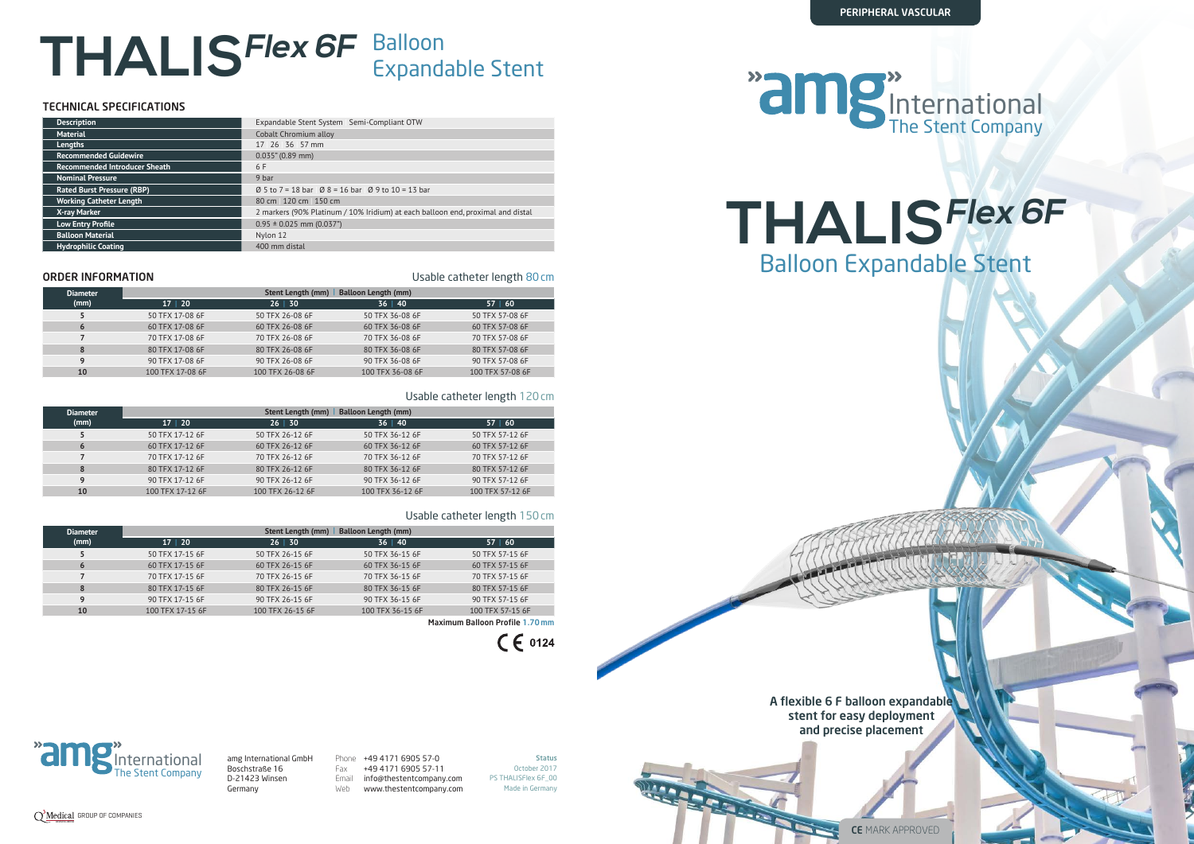# THALIS *Flex 6F* Balloon Expandable Stent

## TECHNICAL SPECIFICATIONS

| | |
|---|---|
| Description | Expandable Stent System Semi-Compliant OTW |
| Material | Cobalt Chromium alloy |
| Lengths | 17 26 36 57 mm |
| Recommended Guidewire | 0.035" (0.89 mm) |
| Recommended Introducer Sheath | 6 F |
| Nominal Pressure | 9 bar |
| Rated Burst Pressure (RBP) | Ø 5 to 7 = 18 bar Ø 8 = 16 bar Ø 9 to 10 = 13 bar |
| Working Catheter Length | 80 cm 120 cm 150 cm |
| X-ray Marker | 2 markers (90% Platinum / 10% Iridium) at each balloon end, proximal and distal |
| Low Entry Profile | 0.95 ± 0.025 mm (0.037") |
| Balloon Material | Nylon 12 |
| Hydrophilic Coating | 400 mm distal |

## ORDER INFORMATION

Usable catheter length 80 cm

| Diameter (mm) | Stent Length (mm) \| Balloon Length (mm) | | | |
|---|---|---|---|---|
| | 17 \| 20 | 26 \| 30 | 36 \| 40 | 57 \| 60 |
| 5 | 50 TFX 17-08 6F | 50 TFX 26-08 6F | 50 TFX 36-08 6F | 50 TFX 57-08 6F |
| 6 | 60 TFX 17-08 6F | 60 TFX 26-08 6F | 60 TFX 36-08 6F | 60 TFX 57-08 6F |
| 7 | 70 TFX 17-08 6F | 70 TFX 26-08 6F | 70 TFX 36-08 6F | 70 TFX 57-08 6F |
| 8 | 80 TFX 17-08 6F | 80 TFX 26-08 6F | 80 TFX 36-08 6F | 80 TFX 57-08 6F |
| 9 | 90 TFX 17-08 6F | 90 TFX 26-08 6F | 90 TFX 36-08 6F | 90 TFX 57-08 6F |
| 10 | 100 TFX 17-08 6F | 100 TFX 26-08 6F | 100 TFX 36-08 6F | 100 TFX 57-08 6F |

Usable catheter length 120 cm

| Diameter (mm) | Stent Length (mm) \| Balloon Length (mm) | | | |
|---|---|---|---|---|
| | 17 \| 20 | 26 \| 30 | 36 \| 40 | 57 \| 60 |
| 5 | 50 TFX 17-12 6F | 50 TFX 26-12 6F | 50 TFX 36-12 6F | 50 TFX 57-12 6F |
| 6 | 60 TFX 17-12 6F | 60 TFX 26-12 6F | 60 TFX 36-12 6F | 60 TFX 57-12 6F |
| 7 | 70 TFX 17-12 6F | 70 TFX 26-12 6F | 70 TFX 36-12 6F | 70 TFX 57-12 6F |
| 8 | 80 TFX 17-12 6F | 80 TFX 26-12 6F | 80 TFX 36-12 6F | 80 TFX 57-12 6F |
| 9 | 90 TFX 17-12 6F | 90 TFX 26-12 6F | 90 TFX 36-12 6F | 90 TFX 57-12 6F |
| 10 | 100 TFX 17-12 6F | 100 TFX 26-12 6F | 100 TFX 36-12 6F | 100 TFX 57-12 6F |

Usable catheter length 150 cm

| Diameter (mm) | Stent Length (mm) \| Balloon Length (mm) | | | |
|---|---|---|---|---|
| | 17 \| 20 | 26 \| 30 | 36 \| 40 | 57 \| 60 |
| 5 | 50 TFX 17-15 6F | 50 TFX 26-15 6F | 50 TFX 36-15 6F | 50 TFX 57-15 6F |
| 6 | 60 TFX 17-15 6F | 60 TFX 26-15 6F | 60 TFX 36-15 6F | 60 TFX 57-15 6F |
| 7 | 70 TFX 17-15 6F | 70 TFX 26-15 6F | 70 TFX 36-15 6F | 70 TFX 57-15 6F |
| 8 | 80 TFX 17-15 6F | 80 TFX 26-15 6F | 80 TFX 36-15 6F | 80 TFX 57-15 6F |
| 9 | 90 TFX 17-15 6F | 90 TFX 26-15 6F | 90 TFX 36-15 6F | 90 TFX 57-15 6F |
| 10 | 100 TFX 17-15 6F | 100 TFX 26-15 6F | 100 TFX 36-15 6F | 100 TFX 57-15 6F |

**Maximum Balloon Profile 1.70 mm**

CE 0124

amg International The Stent Company

amg International GmbH
Boschstraße 16
D-21423 Winsen
Germany

Phone +49 4171 6905 57-0
Fax +49 4171 6905 57-11
Email info@thestentcompany.com
Web www.thestentcompany.com

Status
October 2017
PS THALISFlex 6F_00
Made in Germany

Q3Medical GROUP OF COMPANIES

PERIPHERAL VASCULAR

amg International The Stent Company

# THALIS *Flex 6F*

## Balloon Expandable Stent

**A flexible 6 F balloon expandable stent for easy deployment and precise placement**

CE MARK APPROVED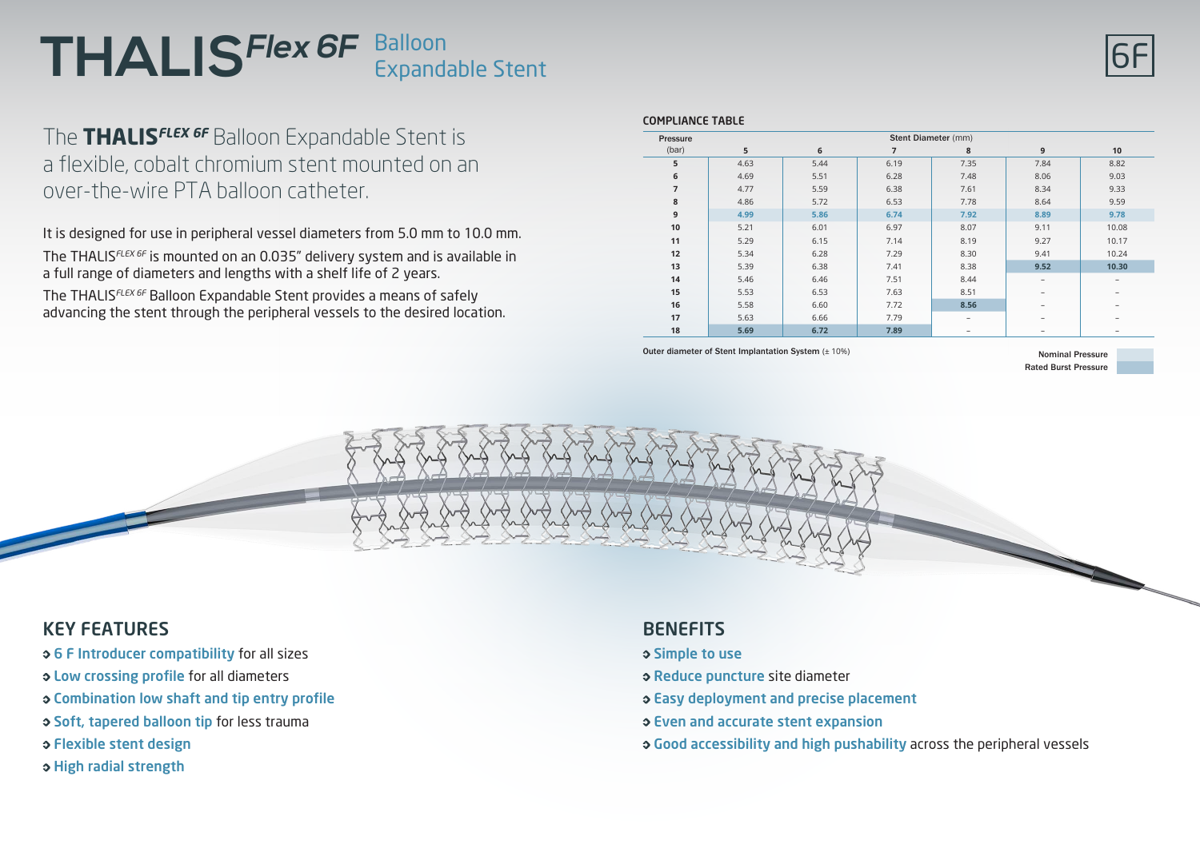# THALIS*Flex 6F* Balloon Expandable Stent

6F

The **THALIS***FLEX 6F* Balloon Expandable Stent is a flexible, cobalt chromium stent mounted on an over-the-wire PTA balloon catheter.

It is designed for use in peripheral vessel diameters from 5.0 mm to 10.0 mm.

The THALIS*FLEX 6F* is mounted on an 0.035" delivery system and is available in a full range of diameters and lengths with a shelf life of 2 years.

The THALIS*FLEX 6F* Balloon Expandable Stent provides a means of safely advancing the stent through the peripheral vessels to the desired location.

## COMPLIANCE TABLE

| Pressure (bar) | Stent Diameter (mm) | | | | | |
|---|---|---|---|---|---|---|
| | 5 | 6 | 7 | 8 | 9 | 10 |
| 5 | 4.63 | 5.44 | 6.19 | 7.35 | 7.84 | 8.82 |
| 6 | 4.69 | 5.51 | 6.28 | 7.48 | 8.06 | 9.03 |
| 7 | 4.77 | 5.59 | 6.38 | 7.61 | 8.34 | 9.33 |
| 8 | 4.86 | 5.72 | 6.53 | 7.78 | 8.64 | 9.59 |
| 9 | 4.99 | 5.86 | 6.74 | 7.92 | 8.89 | 9.78 |
| 10 | 5.21 | 6.01 | 6.97 | 8.07 | 9.11 | 10.08 |
| 11 | 5.29 | 6.15 | 7.14 | 8.19 | 9.27 | 10.17 |
| 12 | 5.34 | 6.28 | 7.29 | 8.30 | 9.41 | 10.24 |
| 13 | 5.39 | 6.38 | 7.41 | 8.38 | 9.52 | 10.30 |
| 14 | 5.46 | 6.46 | 7.51 | 8.44 | – | – |
| 15 | 5.53 | 6.53 | 7.63 | 8.51 | – | – |
| 16 | 5.58 | 6.60 | 7.72 | 8.56 | – | – |
| 17 | 5.63 | 6.66 | 7.79 | – | – | – |
| 18 | 5.69 | 6.72 | 7.89 | – | – | – |

Outer diameter of Stent Implantation System (± 10%)

Nominal Pressure

Rated Burst Pressure

## KEY FEATURES

- 6 F Introducer compatibility for all sizes
- Low crossing profile for all diameters
- Combination low shaft and tip entry profile
- Soft, tapered balloon tip for less trauma
- Flexible stent design
- High radial strength

## BENEFITS

- Simple to use
- Reduce puncture site diameter
- Easy deployment and precise placement
- Even and accurate stent expansion
- Good accessibility and high pushability across the peripheral vessels